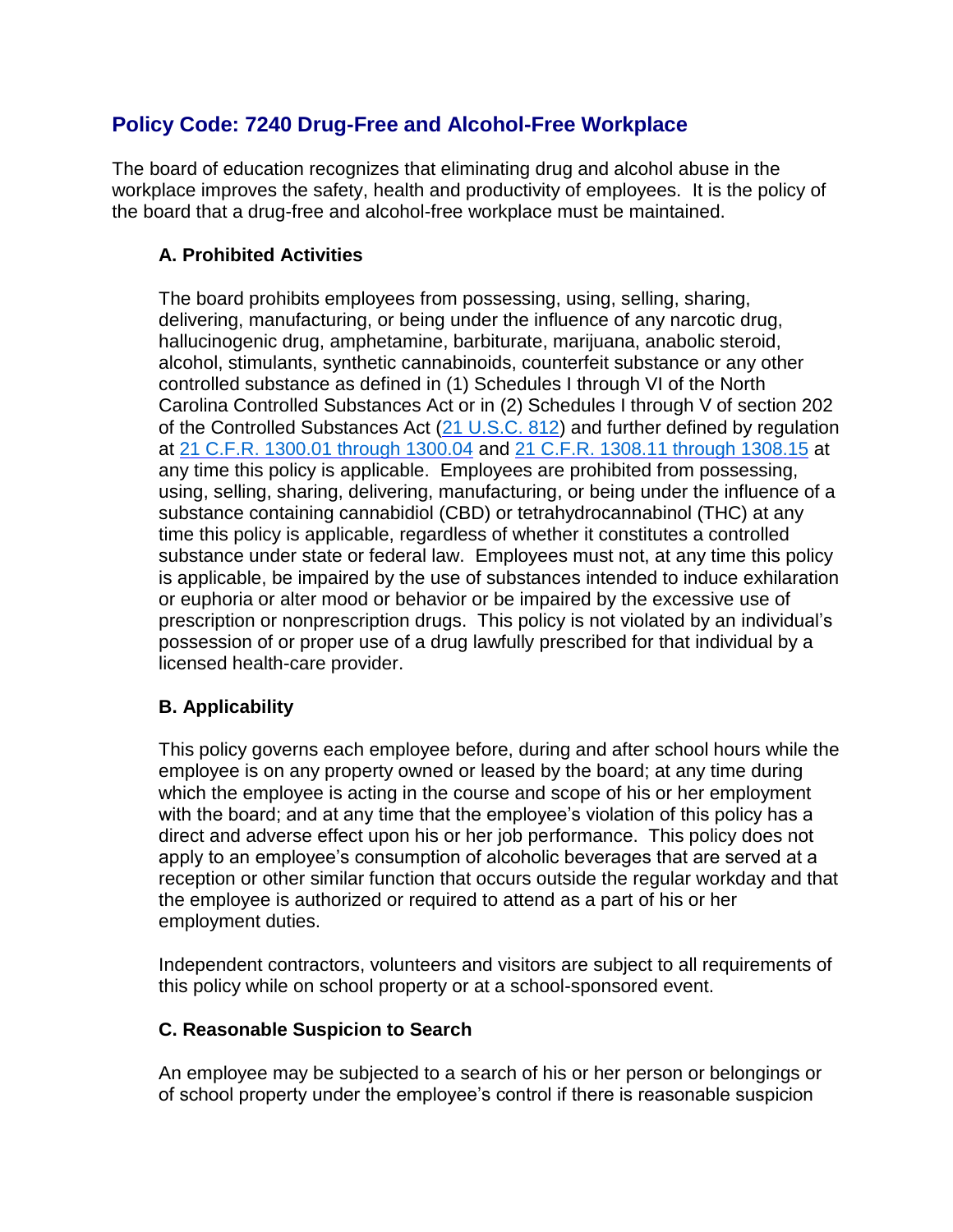## Policy Code: 7240 Drug-Free and Alcohol-Free Workplace

The board of education recognizes that eliminating drug and alcohol abuse in the workplace improves the safety, health and productivity of employees. It is the policy of the board that a drug-free and alcohol-free workplace must be maintained.

### A. Prohibited Activities

The board prohibits employees from possessing, using, selling, sharing, delivering, manufacturing, or being under the influence of any narcotic drug, hallucinogenic drug, amphetamine, barbiturate, marijuana, anabolic steroid, alcohol, stimulants, synthetic cannabinoids, counterfeit substance or any other controlled substance as defined in (1) Schedules I through VI of the North Carolina Controlled Substances Act or in (2) Schedules I through V of section 202 of the Controlled Substances Act (21 U.S.C. 812) and further defined by regulation at 21 C.F.R. 1300.01 through 1300.04 and 21 C.F.R. 1308.11 through 1308.15 at any time this policy is applicable. Employees are prohibited from possessing, using, selling, sharing, delivering, manufacturing, or being under the influence of a substance containing cannabidiol (CBD) or tetrahydrocannabinol (THC) at any time this policy is applicable, regardless of whether it constitutes a controlled substance under state or federal law. Employees must not, at any time this policy is applicable, be impaired by the use of substances intended to induce exhilaration or euphoria or alter mood or behavior or be impaired by the excessive use of prescription or nonprescription drugs. This policy is not violated by an individual's possession of or proper use of a drug lawfully prescribed for that individual by a licensed health-care provider.

### B. Applicability

This policy governs each employee before, during and after school hours while the employee is on any property owned or leased by the board; at any time during which the employee is acting in the course and scope of his or her employment with the board; and at any time that the employee's violation of this policy has a direct and adverse effect upon his or her job performance. This policy does not apply to an employee's consumption of alcoholic beverages that are served at a reception or other similar function that occurs outside the regular workday and that the employee is authorized or required to attend as a part of his or her employment duties.

Independent contractors, volunteers and visitors are subject to all requirements of this policy while on school property or at a school-sponsored event.

### C. Reasonable Suspicion to Search

An employee may be subjected to a search of his or her person or belongings or of school property under the employee's control if there is reasonable suspicion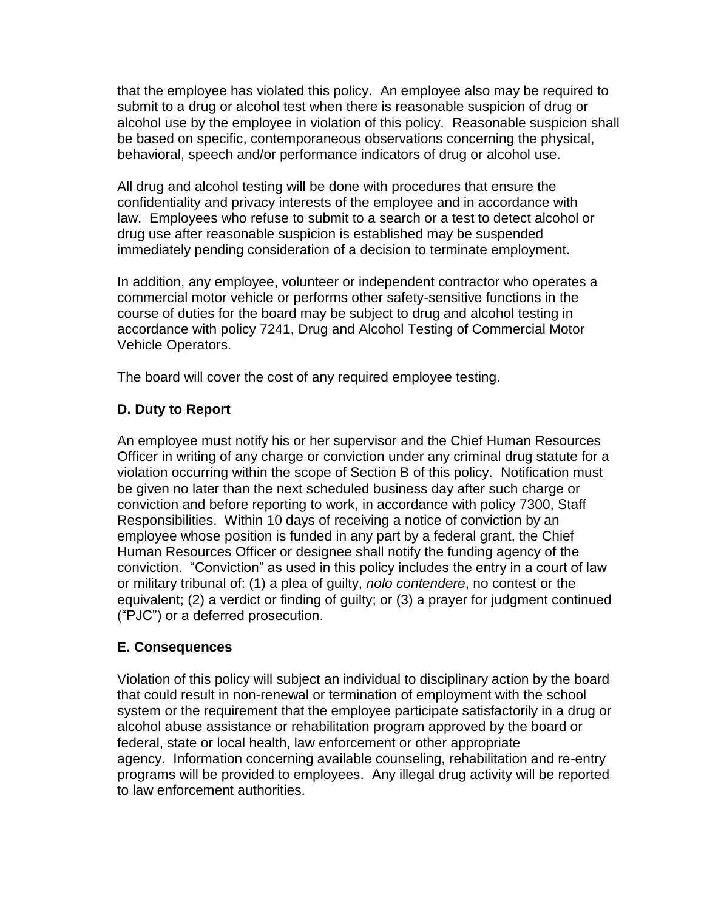that the employee has violated this policy. An employee also may be required to submit to a drug or alcohol test when there is reasonable suspicion of drug or alcohol use by the employee in violation of this policy. Reasonable suspicion shall be based on specific, contemporaneous observations concerning the physical, behavioral, speech and/or performance indicators of drug or alcohol use.

All drug and alcohol testing will be done with procedures that ensure the confidentiality and privacy interests of the employee and in accordance with law. Employees who refuse to submit to a search or a test to detect alcohol or drug use after reasonable suspicion is established may be suspended immediately pending consideration of a decision to terminate employment.

In addition, any employee, volunteer or independent contractor who operates a commercial motor vehicle or performs other safety-sensitive functions in the course of duties for the board may be subject to drug and alcohol testing in accordance with policy 7241, Drug and Alcohol Testing of Commercial Motor Vehicle Operators.

The board will cover the cost of any required employee testing.

**D. Duty to Report**

An employee must notify his or her supervisor and the Chief Human Resources Officer in writing of any charge or conviction under any criminal drug statute for a violation occurring within the scope of Section B of this policy. Notification must be given no later than the next scheduled business day after such charge or conviction and before reporting to work, in accordance with policy 7300, Staff Responsibilities. Within 10 days of receiving a notice of conviction by an employee whose position is funded in any part by a federal grant, the Chief Human Resources Officer or designee shall notify the funding agency of the conviction. "Conviction" as used in this policy includes the entry in a court of law or military tribunal of: (1) a plea of guilty, *nolo contendere*, no contest or the equivalent; (2) a verdict or finding of guilty; or (3) a prayer for judgment continued ("PJC") or a deferred prosecution.

**E. Consequences**

Violation of this policy will subject an individual to disciplinary action by the board that could result in non-renewal or termination of employment with the school system or the requirement that the employee participate satisfactorily in a drug or alcohol abuse assistance or rehabilitation program approved by the board or federal, state or local health, law enforcement or other appropriate agency. Information concerning available counseling, rehabilitation and re-entry programs will be provided to employees. Any illegal drug activity will be reported to law enforcement authorities.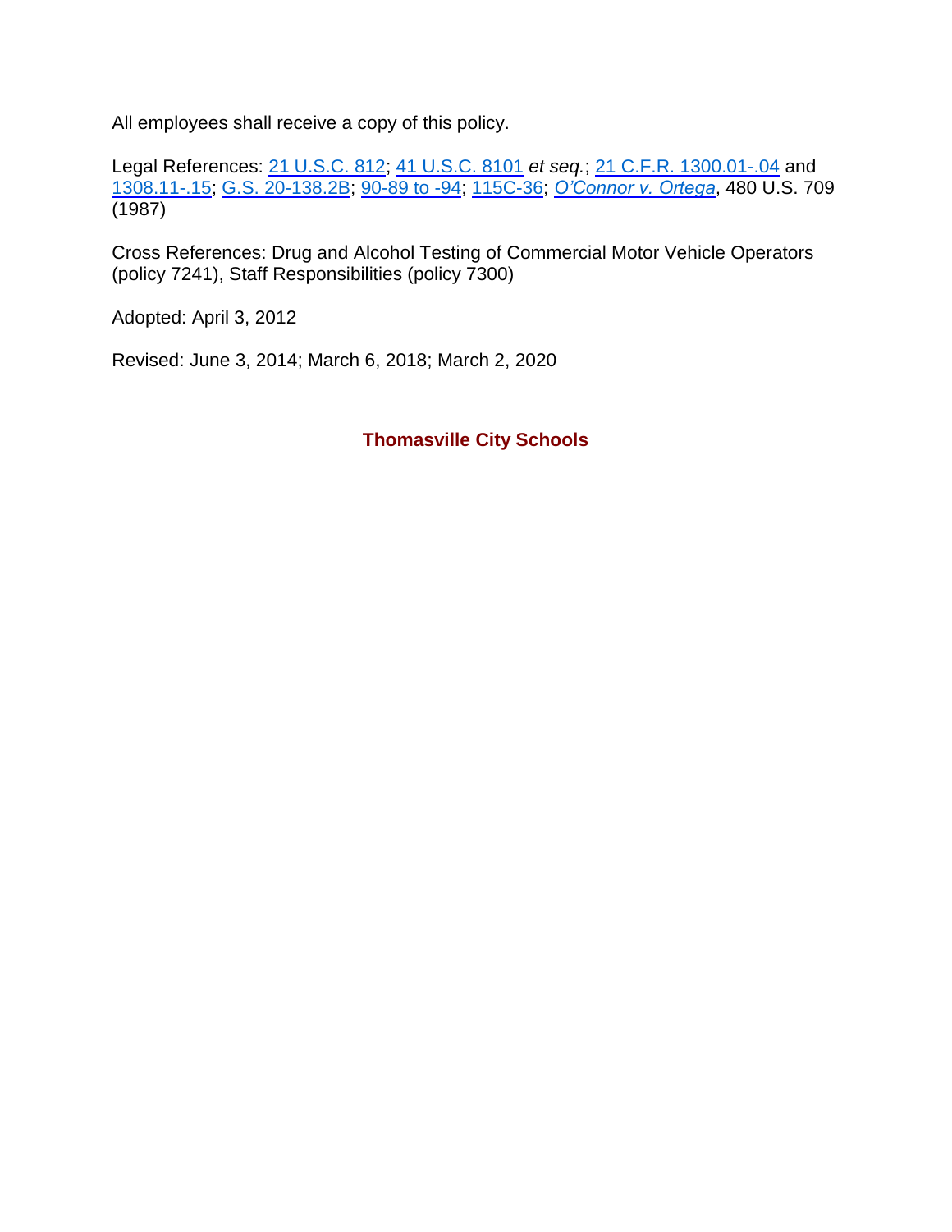All employees shall receive a copy of this policy.

Legal References: 21 U.S.C. 812; 41 U.S.C. 8101 *et seq.*; 21 C.F.R. 1300.01-.04 and 1308.11-.15; G.S. 20-138.2B; 90-89 to -94; 115C-36; *O'Connor v. Ortega*, 480 U.S. 709 (1987)

Cross References: Drug and Alcohol Testing of Commercial Motor Vehicle Operators (policy 7241), Staff Responsibilities (policy 7300)

Adopted: April 3, 2012

Revised: June 3, 2014; March 6, 2018; March 2, 2020

**Thomasville City Schools**